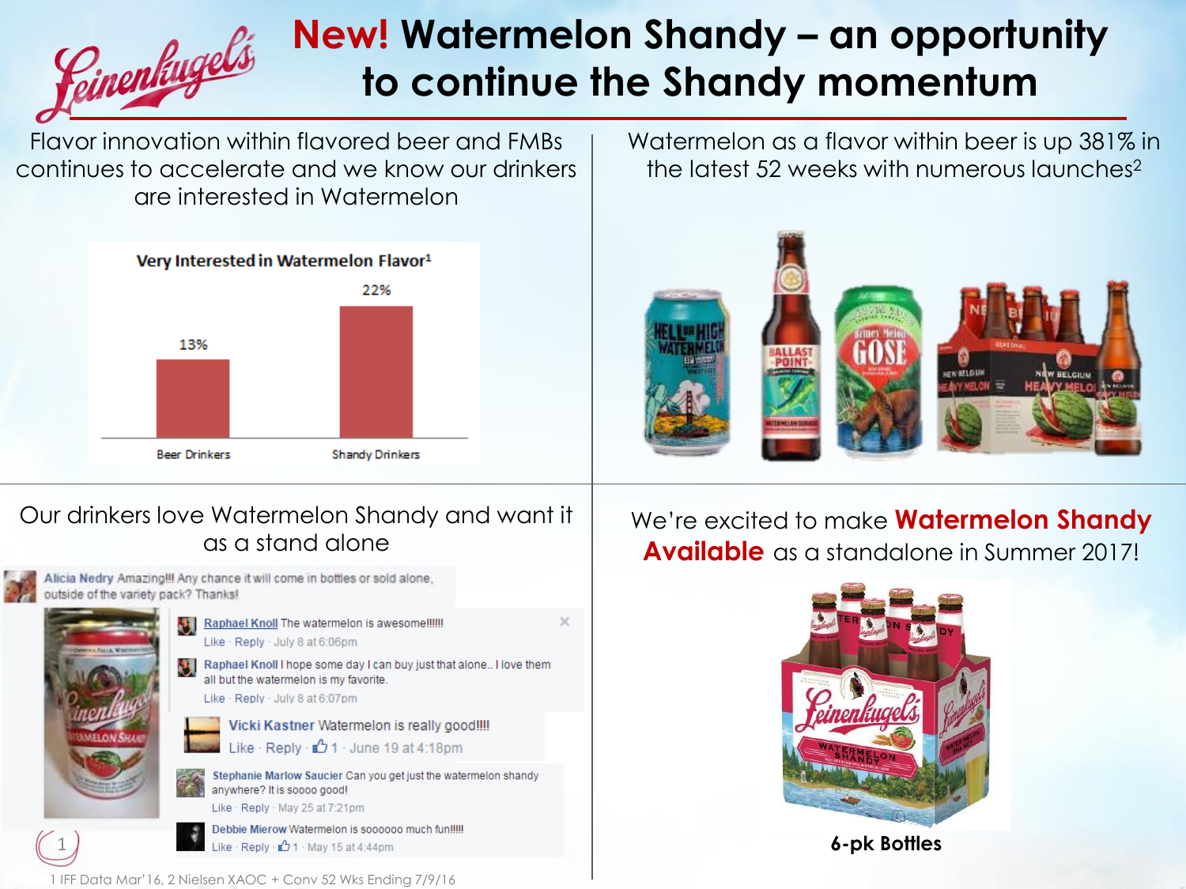# **New!** Watermelon Shandy – an opportunity to continue the Shandy momentum

Flavor innovation within flavored beer and FMBs continues to accelerate and we know our drinkers are interested in Watermelon

**Very Interested in Watermelon Flavor[1]**

| | Beer Drinkers | Shandy Drinkers |
|---|---|---|
| Very Interested in Watermelon Flavor | 13% | 22% |

Watermelon as a flavor within beer is up 381% in the latest 52 weeks with numerous launches[2]

Our drinkers love Watermelon Shandy and want it as a stand alone

**Alicia Nedry** Amazing!!! Any chance it will come in bottles or sold alone, outside of the variety pack? Thanks!

**Raphael Knoll** The watermelon is awesome!!!!!!
Like · Reply · July 8 at 6:06pm

**Raphael Knoll** I hope some day I can buy just that alone.. I love them all but the watermelon is my favorite.
Like · Reply · July 8 at 6:07pm

**Vicki Kastner** Watermelon is really good!!!!
Like · Reply · 1 · June 19 at 4:18pm

**Stephanie Marlow Saucier** Can you get just the watermelon shandy anywhere? It is soooo good!
Like · Reply · May 25 at 7:21pm

**Debbie Mierow** Watermelon is soooooo much fun!!!!!
Like · Reply · 1 · May 15 at 4:44pm

We're excited to make **Watermelon Shandy Available** as a standalone in Summer 2017!

**6-pk Bottles**

1 IFF Data Mar'16, 2 Nielsen XAOC + Conv 52 Wks Ending 7/9/16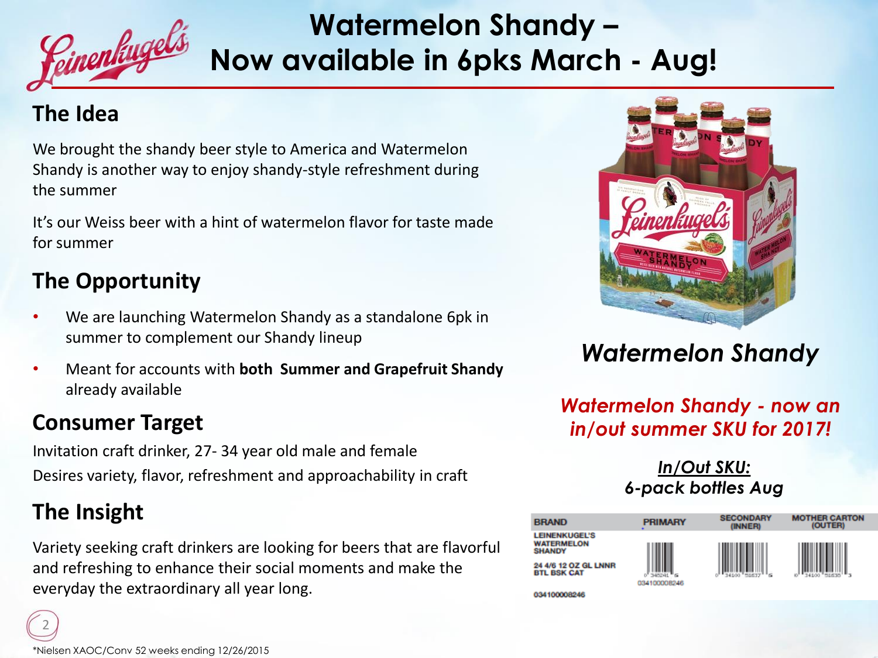# Watermelon Shandy – Now available in 6pks March - Aug!

## The Idea

We brought the shandy beer style to America and Watermelon Shandy is another way to enjoy shandy-style refreshment during the summer

It's our Weiss beer with a hint of watermelon flavor for taste made for summer

## The Opportunity

- We are launching Watermelon Shandy as a standalone 6pk in summer to complement our Shandy lineup
- Meant for accounts with **both Summer and Grapefruit Shandy** already available

## Consumer Target

Invitation craft drinker, 27- 34 year old male and female

Desires variety, flavor, refreshment and approachability in craft

## The Insight

Variety seeking craft drinkers are looking for beers that are flavorful and refreshing to enhance their social moments and make the everyday the extraordinary all year long.

*Watermelon Shandy*

***Watermelon Shandy - now an in/out summer SKU for 2017!***

***In/Out SKU:***
***6-pack bottles Aug***

| BRAND | PRIMARY | SECONDARY (INNER) | MOTHER CARTON (OUTER) |
| --- | --- | --- | --- |
| LEINENKUGEL'S WATERMELON SHANDY<br>24 4/6 12 OZ GL LNNR BTL BSK CAT<br>034100008246 | 0 34524 1 6<br>034100008246 | 0 34100 51637 6 | 0 34100 51635 3 |

*Nielsen XAOC/Conv 52 weeks ending 12/26/2015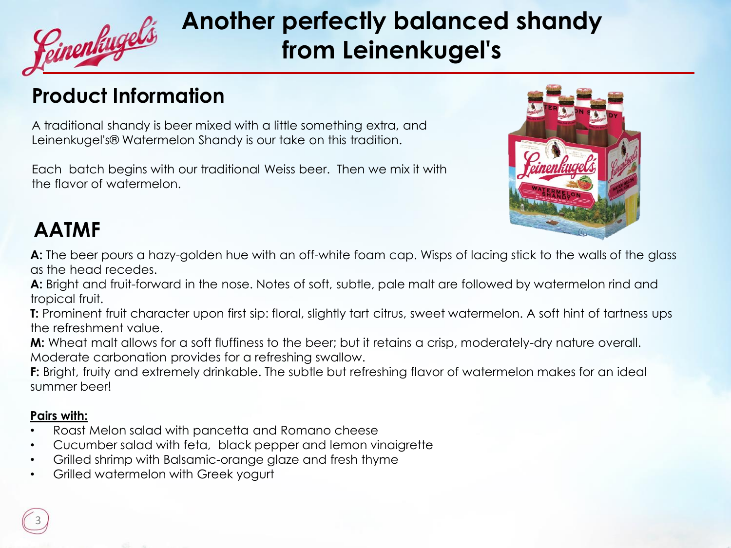# Another perfectly balanced shandy from Leinenkugel's

## Product Information

A traditional shandy is beer mixed with a little something extra, and Leinenkugel's® Watermelon Shandy is our take on this tradition.

Each batch begins with our traditional Weiss beer. Then we mix it with the flavor of watermelon.

## AATMF

**A:** The beer pours a hazy-golden hue with an off-white foam cap. Wisps of lacing stick to the walls of the glass as the head recedes.
**A:** Bright and fruit-forward in the nose. Notes of soft, subtle, pale malt are followed by watermelon rind and tropical fruit.
**T:** Prominent fruit character upon first sip: floral, slightly tart citrus, sweet watermelon. A soft hint of tartness ups the refreshment value.
**M:** Wheat malt allows for a soft fluffiness to the beer; but it retains a crisp, moderately-dry nature overall. Moderate carbonation provides for a refreshing swallow.
**F:** Bright, fruity and extremely drinkable. The subtle but refreshing flavor of watermelon makes for an ideal summer beer!

**Pairs with:**

- Roast Melon salad with pancetta and Romano cheese
- Cucumber salad with feta, black pepper and lemon vinaigrette
- Grilled shrimp with Balsamic-orange glaze and fresh thyme
- Grilled watermelon with Greek yogurt